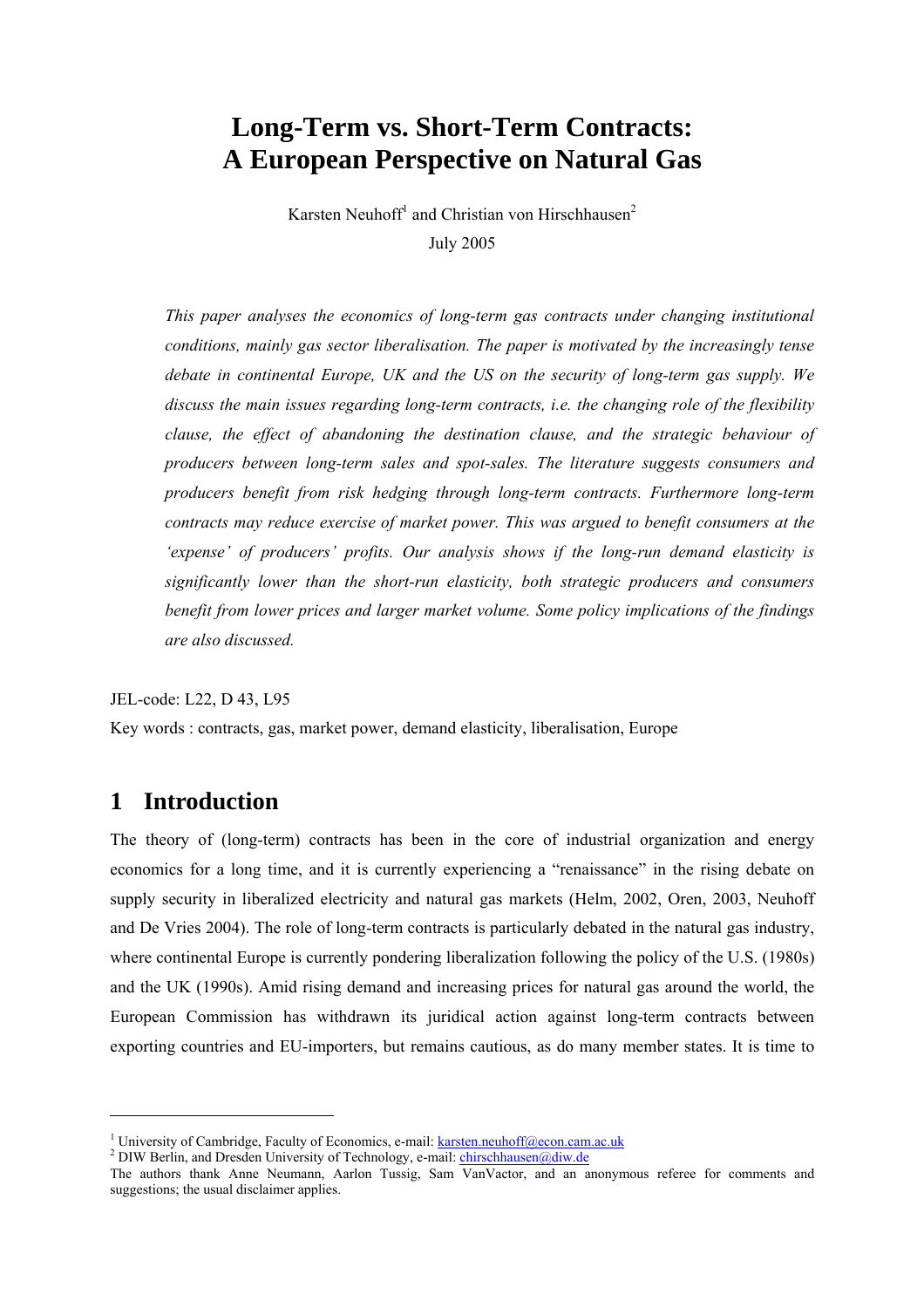# Long-Term vs. Short-Term Contracts: A European Perspective on Natural Gas

Karsten Neuhoff[1] and Christian von Hirschhausen[2]

July 2005

*This paper analyses the economics of long-term gas contracts under changing institutional conditions, mainly gas sector liberalisation. The paper is motivated by the increasingly tense debate in continental Europe, UK and the US on the security of long-term gas supply. We discuss the main issues regarding long-term contracts, i.e. the changing role of the flexibility clause, the effect of abandoning the destination clause, and the strategic behaviour of producers between long-term sales and spot-sales. The literature suggests consumers and producers benefit from risk hedging through long-term contracts. Furthermore long-term contracts may reduce exercise of market power. This was argued to benefit consumers at the 'expense' of producers' profits. Our analysis shows if the long-run demand elasticity is significantly lower than the short-run elasticity, both strategic producers and consumers benefit from lower prices and larger market volume. Some policy implications of the findings are also discussed.*

JEL-code: L22, D 43, L95

Key words : contracts, gas, market power, demand elasticity, liberalisation, Europe

## 1 Introduction

The theory of (long-term) contracts has been in the core of industrial organization and energy economics for a long time, and it is currently experiencing a "renaissance" in the rising debate on supply security in liberalized electricity and natural gas markets (Helm, 2002, Oren, 2003, Neuhoff and De Vries 2004). The role of long-term contracts is particularly debated in the natural gas industry, where continental Europe is currently pondering liberalization following the policy of the U.S. (1980s) and the UK (1990s). Amid rising demand and increasing prices for natural gas around the world, the European Commission has withdrawn its juridical action against long-term contracts between exporting countries and EU-importers, but remains cautious, as do many member states. It is time to

---

[1] University of Cambridge, Faculty of Economics, e-mail: karsten.neuhoff@econ.cam.ac.uk

[2] DIW Berlin, and Dresden University of Technology, e-mail: chirschhausen@diw.de

The authors thank Anne Neumann, Aarlon Tussig, Sam VanVactor, and an anonymous referee for comments and suggestions; the usual disclaimer applies.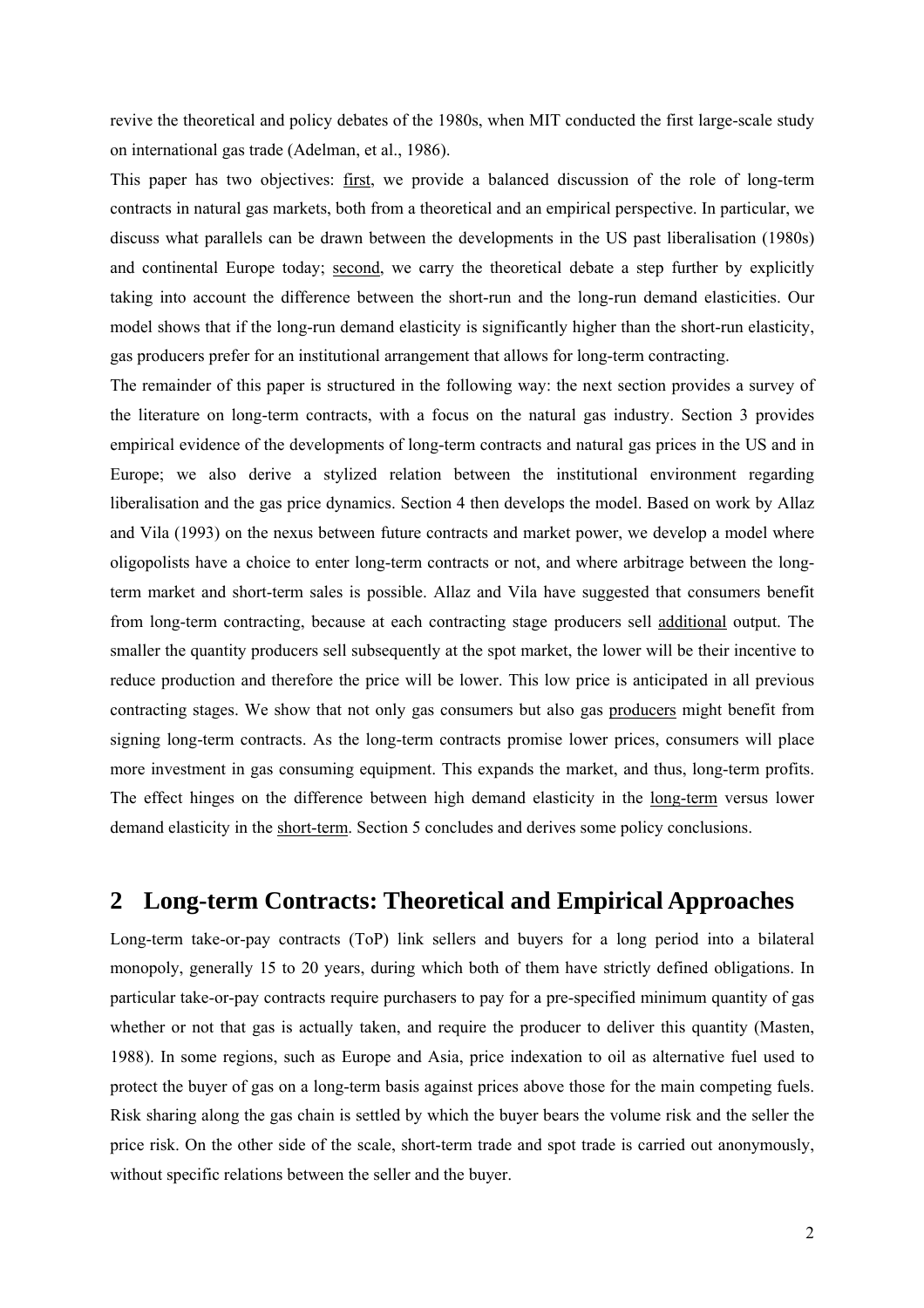revive the theoretical and policy debates of the 1980s, when MIT conducted the first large-scale study on international gas trade (Adelman, et al., 1986).

This paper has two objectives: <u>first</u>, we provide a balanced discussion of the role of long-term contracts in natural gas markets, both from a theoretical and an empirical perspective. In particular, we discuss what parallels can be drawn between the developments in the US past liberalisation (1980s) and continental Europe today; <u>second</u>, we carry the theoretical debate a step further by explicitly taking into account the difference between the short-run and the long-run demand elasticities. Our model shows that if the long-run demand elasticity is significantly higher than the short-run elasticity, gas producers prefer for an institutional arrangement that allows for long-term contracting.

The remainder of this paper is structured in the following way: the next section provides a survey of the literature on long-term contracts, with a focus on the natural gas industry. Section 3 provides empirical evidence of the developments of long-term contracts and natural gas prices in the US and in Europe; we also derive a stylized relation between the institutional environment regarding liberalisation and the gas price dynamics. Section 4 then develops the model. Based on work by Allaz and Vila (1993) on the nexus between future contracts and market power, we develop a model where oligopolists have a choice to enter long-term contracts or not, and where arbitrage between the long-term market and short-term sales is possible. Allaz and Vila have suggested that consumers benefit from long-term contracting, because at each contracting stage producers sell <u>additional</u> output. The smaller the quantity producers sell subsequently at the spot market, the lower will be their incentive to reduce production and therefore the price will be lower. This low price is anticipated in all previous contracting stages. We show that not only gas consumers but also gas <u>producers</u> might benefit from signing long-term contracts. As the long-term contracts promise lower prices, consumers will place more investment in gas consuming equipment. This expands the market, and thus, long-term profits. The effect hinges on the difference between high demand elasticity in the <u>long-term</u> versus lower demand elasticity in the <u>short-term</u>. Section 5 concludes and derives some policy conclusions.

## 2 Long-term Contracts: Theoretical and Empirical Approaches

Long-term take-or-pay contracts (ToP) link sellers and buyers for a long period into a bilateral monopoly, generally 15 to 20 years, during which both of them have strictly defined obligations. In particular take-or-pay contracts require purchasers to pay for a pre-specified minimum quantity of gas whether or not that gas is actually taken, and require the producer to deliver this quantity (Masten, 1988). In some regions, such as Europe and Asia, price indexation to oil as alternative fuel used to protect the buyer of gas on a long-term basis against prices above those for the main competing fuels. Risk sharing along the gas chain is settled by which the buyer bears the volume risk and the seller the price risk. On the other side of the scale, short-term trade and spot trade is carried out anonymously, without specific relations between the seller and the buyer.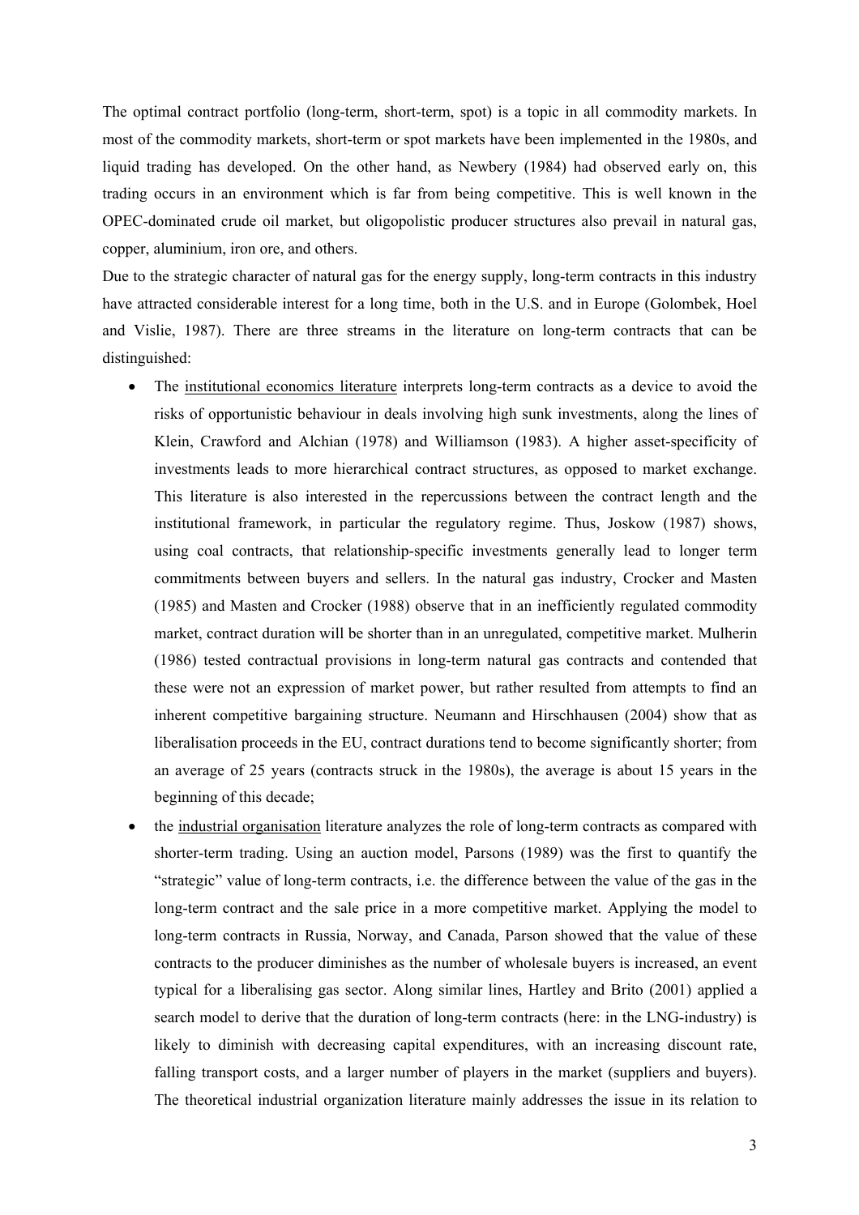The optimal contract portfolio (long-term, short-term, spot) is a topic in all commodity markets. In most of the commodity markets, short-term or spot markets have been implemented in the 1980s, and liquid trading has developed. On the other hand, as Newbery (1984) had observed early on, this trading occurs in an environment which is far from being competitive. This is well known in the OPEC-dominated crude oil market, but oligopolistic producer structures also prevail in natural gas, copper, aluminium, iron ore, and others.

Due to the strategic character of natural gas for the energy supply, long-term contracts in this industry have attracted considerable interest for a long time, both in the U.S. and in Europe (Golombek, Hoel and Vislie, 1987). There are three streams in the literature on long-term contracts that can be distinguished:

- The institutional economics literature interprets long-term contracts as a device to avoid the risks of opportunistic behaviour in deals involving high sunk investments, along the lines of Klein, Crawford and Alchian (1978) and Williamson (1983). A higher asset-specificity of investments leads to more hierarchical contract structures, as opposed to market exchange. This literature is also interested in the repercussions between the contract length and the institutional framework, in particular the regulatory regime. Thus, Joskow (1987) shows, using coal contracts, that relationship-specific investments generally lead to longer term commitments between buyers and sellers. In the natural gas industry, Crocker and Masten (1985) and Masten and Crocker (1988) observe that in an inefficiently regulated commodity market, contract duration will be shorter than in an unregulated, competitive market. Mulherin (1986) tested contractual provisions in long-term natural gas contracts and contended that these were not an expression of market power, but rather resulted from attempts to find an inherent competitive bargaining structure. Neumann and Hirschhausen (2004) show that as liberalisation proceeds in the EU, contract durations tend to become significantly shorter; from an average of 25 years (contracts struck in the 1980s), the average is about 15 years in the beginning of this decade;
- the industrial organisation literature analyzes the role of long-term contracts as compared with shorter-term trading. Using an auction model, Parsons (1989) was the first to quantify the "strategic" value of long-term contracts, i.e. the difference between the value of the gas in the long-term contract and the sale price in a more competitive market. Applying the model to long-term contracts in Russia, Norway, and Canada, Parson showed that the value of these contracts to the producer diminishes as the number of wholesale buyers is increased, an event typical for a liberalising gas sector. Along similar lines, Hartley and Brito (2001) applied a search model to derive that the duration of long-term contracts (here: in the LNG-industry) is likely to diminish with decreasing capital expenditures, with an increasing discount rate, falling transport costs, and a larger number of players in the market (suppliers and buyers). The theoretical industrial organization literature mainly addresses the issue in its relation to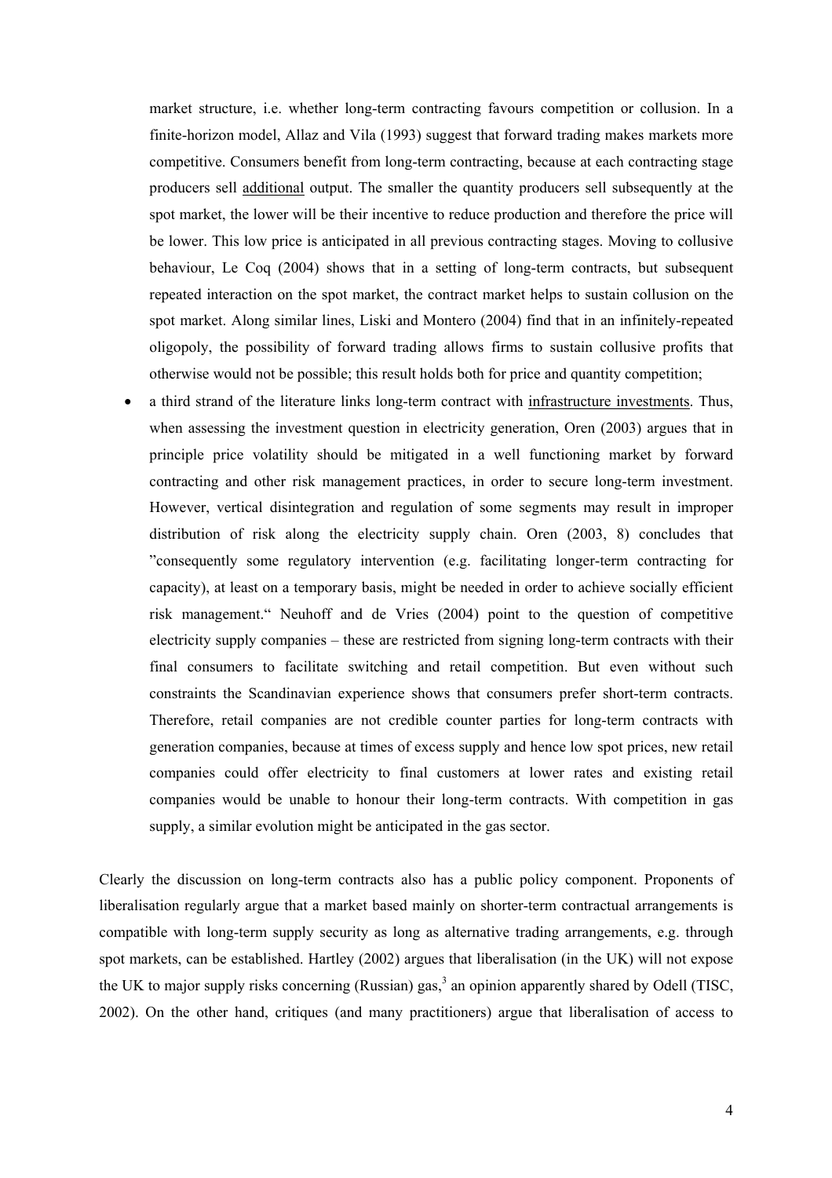market structure, i.e. whether long-term contracting favours competition or collusion. In a finite-horizon model, Allaz and Vila (1993) suggest that forward trading makes markets more competitive. Consumers benefit from long-term contracting, because at each contracting stage producers sell additional output. The smaller the quantity producers sell subsequently at the spot market, the lower will be their incentive to reduce production and therefore the price will be lower. This low price is anticipated in all previous contracting stages. Moving to collusive behaviour, Le Coq (2004) shows that in a setting of long-term contracts, but subsequent repeated interaction on the spot market, the contract market helps to sustain collusion on the spot market. Along similar lines, Liski and Montero (2004) find that in an infinitely-repeated oligopoly, the possibility of forward trading allows firms to sustain collusive profits that otherwise would not be possible; this result holds both for price and quantity competition;

- a third strand of the literature links long-term contract with infrastructure investments. Thus, when assessing the investment question in electricity generation, Oren (2003) argues that in principle price volatility should be mitigated in a well functioning market by forward contracting and other risk management practices, in order to secure long-term investment. However, vertical disintegration and regulation of some segments may result in improper distribution of risk along the electricity supply chain. Oren (2003, 8) concludes that "consequently some regulatory intervention (e.g. facilitating longer-term contracting for capacity), at least on a temporary basis, might be needed in order to achieve socially efficient risk management." Neuhoff and de Vries (2004) point to the question of competitive electricity supply companies – these are restricted from signing long-term contracts with their final consumers to facilitate switching and retail competition. But even without such constraints the Scandinavian experience shows that consumers prefer short-term contracts. Therefore, retail companies are not credible counter parties for long-term contracts with generation companies, because at times of excess supply and hence low spot prices, new retail companies could offer electricity to final customers at lower rates and existing retail companies would be unable to honour their long-term contracts. With competition in gas supply, a similar evolution might be anticipated in the gas sector.

Clearly the discussion on long-term contracts also has a public policy component. Proponents of liberalisation regularly argue that a market based mainly on shorter-term contractual arrangements is compatible with long-term supply security as long as alternative trading arrangements, e.g. through spot markets, can be established. Hartley (2002) argues that liberalisation (in the UK) will not expose the UK to major supply risks concerning (Russian) gas,[3] an opinion apparently shared by Odell (TISC, 2002). On the other hand, critiques (and many practitioners) argue that liberalisation of access to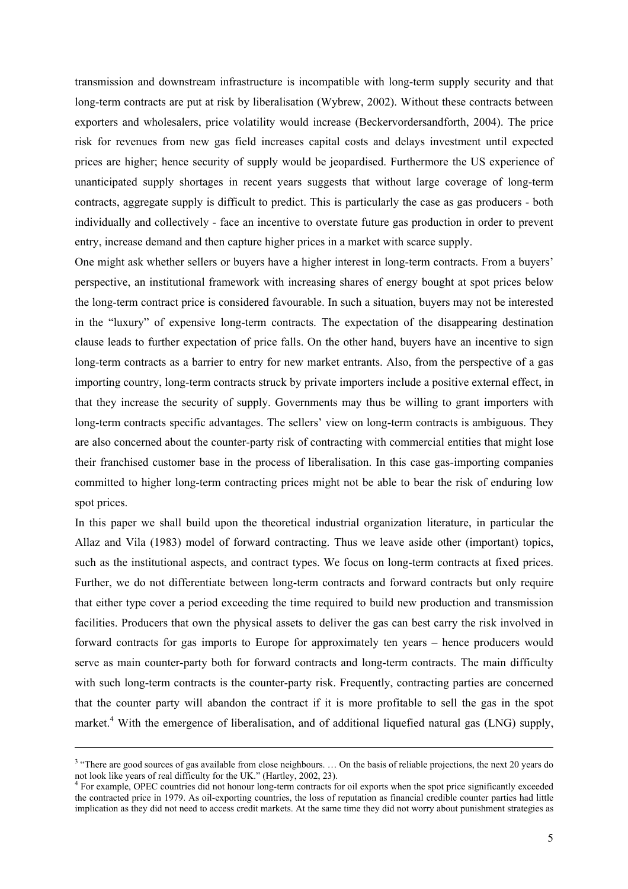transmission and downstream infrastructure is incompatible with long-term supply security and that long-term contracts are put at risk by liberalisation (Wybrew, 2002). Without these contracts between exporters and wholesalers, price volatility would increase (Beckervordersandforth, 2004). The price risk for revenues from new gas field increases capital costs and delays investment until expected prices are higher; hence security of supply would be jeopardised. Furthermore the US experience of unanticipated supply shortages in recent years suggests that without large coverage of long-term contracts, aggregate supply is difficult to predict. This is particularly the case as gas producers - both individually and collectively - face an incentive to overstate future gas production in order to prevent entry, increase demand and then capture higher prices in a market with scarce supply.

One might ask whether sellers or buyers have a higher interest in long-term contracts. From a buyers' perspective, an institutional framework with increasing shares of energy bought at spot prices below the long-term contract price is considered favourable. In such a situation, buyers may not be interested in the "luxury" of expensive long-term contracts. The expectation of the disappearing destination clause leads to further expectation of price falls. On the other hand, buyers have an incentive to sign long-term contracts as a barrier to entry for new market entrants. Also, from the perspective of a gas importing country, long-term contracts struck by private importers include a positive external effect, in that they increase the security of supply. Governments may thus be willing to grant importers with long-term contracts specific advantages. The sellers' view on long-term contracts is ambiguous. They are also concerned about the counter-party risk of contracting with commercial entities that might lose their franchised customer base in the process of liberalisation. In this case gas-importing companies committed to higher long-term contracting prices might not be able to bear the risk of enduring low spot prices.

In this paper we shall build upon the theoretical industrial organization literature, in particular the Allaz and Vila (1983) model of forward contracting. Thus we leave aside other (important) topics, such as the institutional aspects, and contract types. We focus on long-term contracts at fixed prices. Further, we do not differentiate between long-term contracts and forward contracts but only require that either type cover a period exceeding the time required to build new production and transmission facilities. Producers that own the physical assets to deliver the gas can best carry the risk involved in forward contracts for gas imports to Europe for approximately ten years – hence producers would serve as main counter-party both for forward contracts and long-term contracts. The main difficulty with such long-term contracts is the counter-party risk. Frequently, contracting parties are concerned that the counter party will abandon the contract if it is more profitable to sell the gas in the spot market.[4] With the emergence of liberalisation, and of additional liquefied natural gas (LNG) supply,

---

[3] "There are good sources of gas available from close neighbours. … On the basis of reliable projections, the next 20 years do not look like years of real difficulty for the UK." (Hartley, 2002, 23).

[4] For example, OPEC countries did not honour long-term contracts for oil exports when the spot price significantly exceeded the contracted price in 1979. As oil-exporting countries, the loss of reputation as financial credible counter parties had little implication as they did not need to access credit markets. At the same time they did not worry about punishment strategies as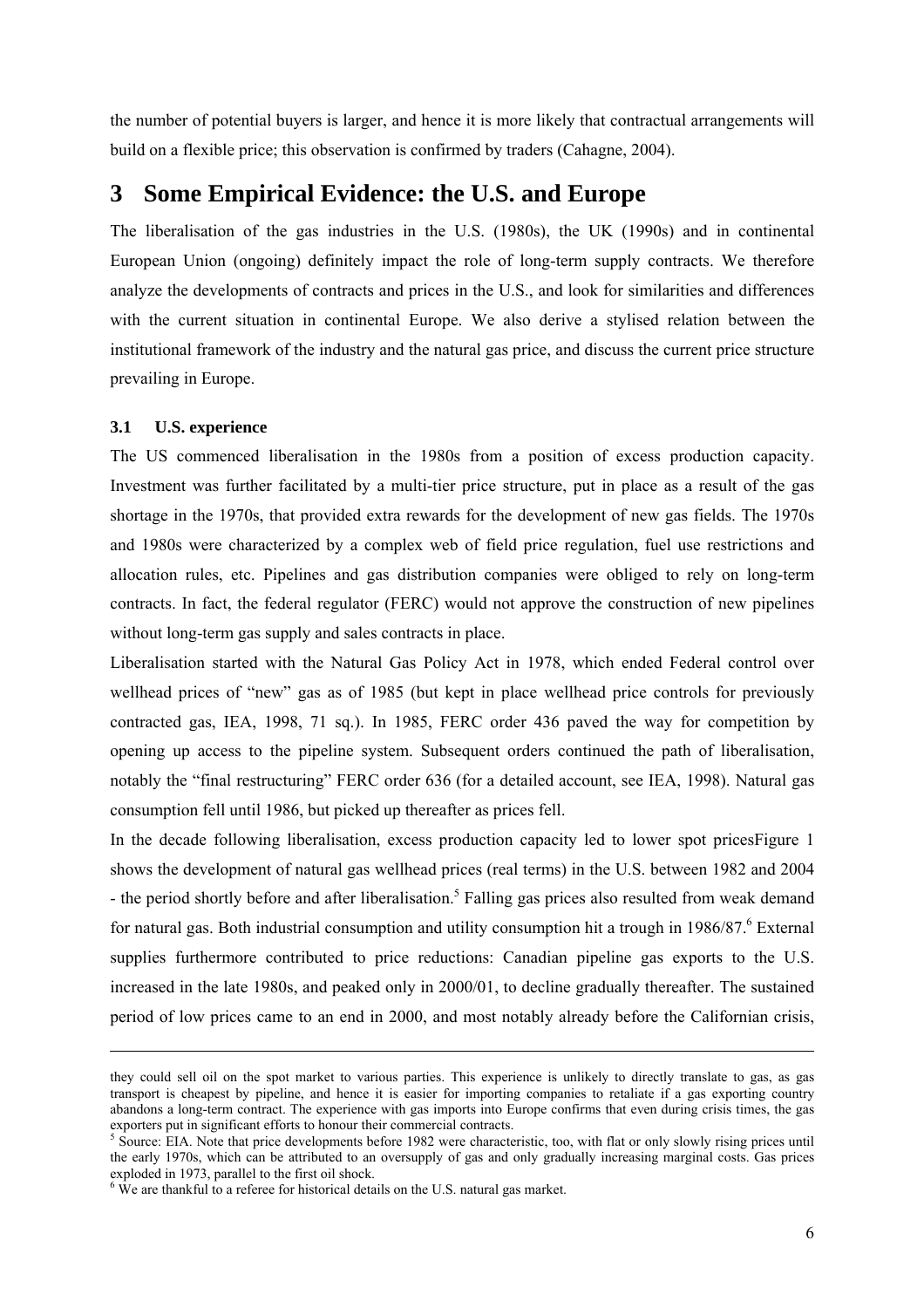the number of potential buyers is larger, and hence it is more likely that contractual arrangements will build on a flexible price; this observation is confirmed by traders (Cahagne, 2004).

# 3 Some Empirical Evidence: the U.S. and Europe

The liberalisation of the gas industries in the U.S. (1980s), the UK (1990s) and in continental European Union (ongoing) definitely impact the role of long-term supply contracts. We therefore analyze the developments of contracts and prices in the U.S., and look for similarities and differences with the current situation in continental Europe. We also derive a stylised relation between the institutional framework of the industry and the natural gas price, and discuss the current price structure prevailing in Europe.

### 3.1 U.S. experience

The US commenced liberalisation in the 1980s from a position of excess production capacity. Investment was further facilitated by a multi-tier price structure, put in place as a result of the gas shortage in the 1970s, that provided extra rewards for the development of new gas fields. The 1970s and 1980s were characterized by a complex web of field price regulation, fuel use restrictions and allocation rules, etc. Pipelines and gas distribution companies were obliged to rely on long-term contracts. In fact, the federal regulator (FERC) would not approve the construction of new pipelines without long-term gas supply and sales contracts in place.

Liberalisation started with the Natural Gas Policy Act in 1978, which ended Federal control over wellhead prices of "new" gas as of 1985 (but kept in place wellhead price controls for previously contracted gas, IEA, 1998, 71 sq.). In 1985, FERC order 436 paved the way for competition by opening up access to the pipeline system. Subsequent orders continued the path of liberalisation, notably the "final restructuring" FERC order 636 (for a detailed account, see IEA, 1998). Natural gas consumption fell until 1986, but picked up thereafter as prices fell.

In the decade following liberalisation, excess production capacity led to lower spot pricesFigure 1 shows the development of natural gas wellhead prices (real terms) in the U.S. between 1982 and 2004 - the period shortly before and after liberalisation.[5] Falling gas prices also resulted from weak demand for natural gas. Both industrial consumption and utility consumption hit a trough in 1986/87.[6] External supplies furthermore contributed to price reductions: Canadian pipeline gas exports to the U.S. increased in the late 1980s, and peaked only in 2000/01, to decline gradually thereafter. The sustained period of low prices came to an end in 2000, and most notably already before the Californian crisis,

---

they could sell oil on the spot market to various parties. This experience is unlikely to directly translate to gas, as gas transport is cheapest by pipeline, and hence it is easier for importing companies to retaliate if a gas exporting country abandons a long-term contract. The experience with gas imports into Europe confirms that even during crisis times, the gas exporters put in significant efforts to honour their commercial contracts.

[5] Source: EIA. Note that price developments before 1982 were characteristic, too, with flat or only slowly rising prices until the early 1970s, which can be attributed to an oversupply of gas and only gradually increasing marginal costs. Gas prices exploded in 1973, parallel to the first oil shock.

[6] We are thankful to a referee for historical details on the U.S. natural gas market.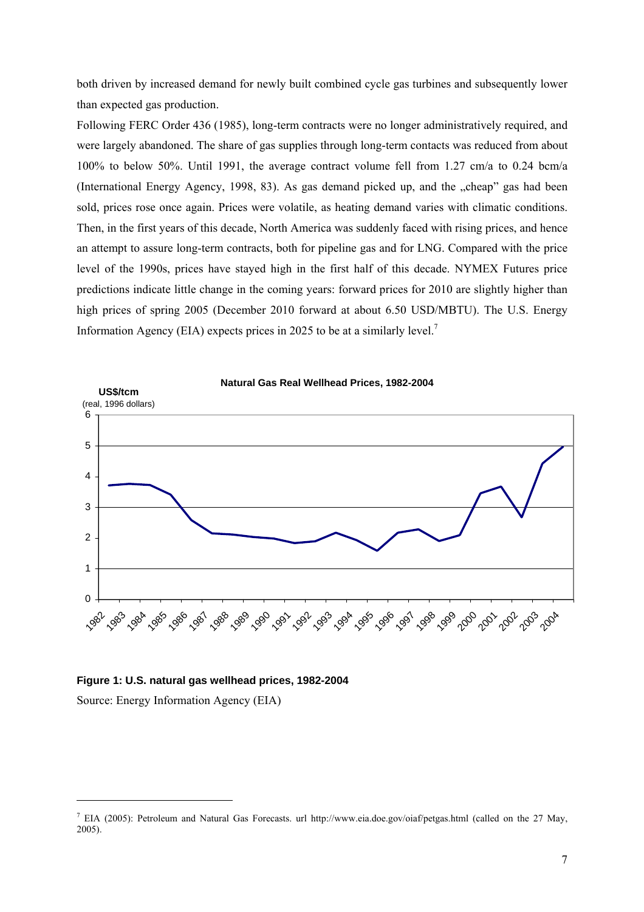both driven by increased demand for newly built combined cycle gas turbines and subsequently lower than expected gas production.

Following FERC Order 436 (1985), long-term contracts were no longer administratively required, and were largely abandoned. The share of gas supplies through long-term contacts was reduced from about 100% to below 50%. Until 1991, the average contract volume fell from 1.27 cm/a to 0.24 bcm/a (International Energy Agency, 1998, 83). As gas demand picked up, and the „cheap" gas had been sold, prices rose once again. Prices were volatile, as heating demand varies with climatic conditions. Then, in the first years of this decade, North America was suddenly faced with rising prices, and hence an attempt to assure long-term contracts, both for pipeline gas and for LNG. Compared with the price level of the 1990s, prices have stayed high in the first half of this decade. NYMEX Futures price predictions indicate little change in the coming years: forward prices for 2010 are slightly higher than high prices of spring 2005 (December 2010 forward at about 6.50 USD/MBTU). The U.S. Energy Information Agency (EIA) expects prices in 2025 to be at a similarly level.[7]

**Natural Gas Real Wellhead Prices, 1982-2004**

US$/tcm (real, 1996 dollars)

**Figure 1: U.S. natural gas wellhead prices, 1982-2004**

Source: Energy Information Agency (EIA)

[7] EIA (2005): Petroleum and Natural Gas Forecasts. url http://www.eia.doe.gov/oiaf/petgas.html (called on the 27 May, 2005).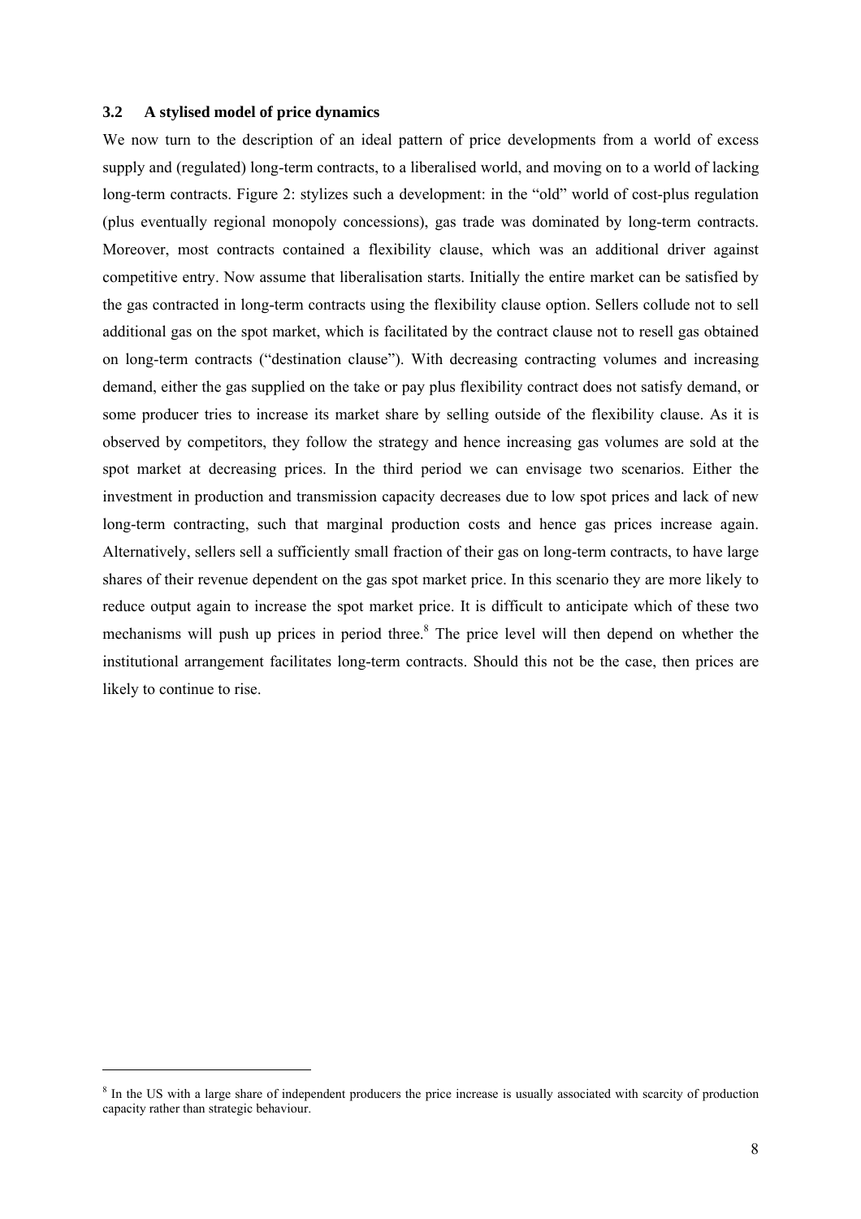### 3.2 A stylised model of price dynamics

We now turn to the description of an ideal pattern of price developments from a world of excess supply and (regulated) long-term contracts, to a liberalised world, and moving on to a world of lacking long-term contracts. Figure 2: stylizes such a development: in the "old" world of cost-plus regulation (plus eventually regional monopoly concessions), gas trade was dominated by long-term contracts. Moreover, most contracts contained a flexibility clause, which was an additional driver against competitive entry. Now assume that liberalisation starts. Initially the entire market can be satisfied by the gas contracted in long-term contracts using the flexibility clause option. Sellers collude not to sell additional gas on the spot market, which is facilitated by the contract clause not to resell gas obtained on long-term contracts ("destination clause"). With decreasing contracting volumes and increasing demand, either the gas supplied on the take or pay plus flexibility contract does not satisfy demand, or some producer tries to increase its market share by selling outside of the flexibility clause. As it is observed by competitors, they follow the strategy and hence increasing gas volumes are sold at the spot market at decreasing prices. In the third period we can envisage two scenarios. Either the investment in production and transmission capacity decreases due to low spot prices and lack of new long-term contracting, such that marginal production costs and hence gas prices increase again. Alternatively, sellers sell a sufficiently small fraction of their gas on long-term contracts, to have large shares of their revenue dependent on the gas spot market price. In this scenario they are more likely to reduce output again to increase the spot market price. It is difficult to anticipate which of these two mechanisms will push up prices in period three.[8] The price level will then depend on whether the institutional arrangement facilitates long-term contracts. Should this not be the case, then prices are likely to continue to rise.

---

[8] In the US with a large share of independent producers the price increase is usually associated with scarcity of production capacity rather than strategic behaviour.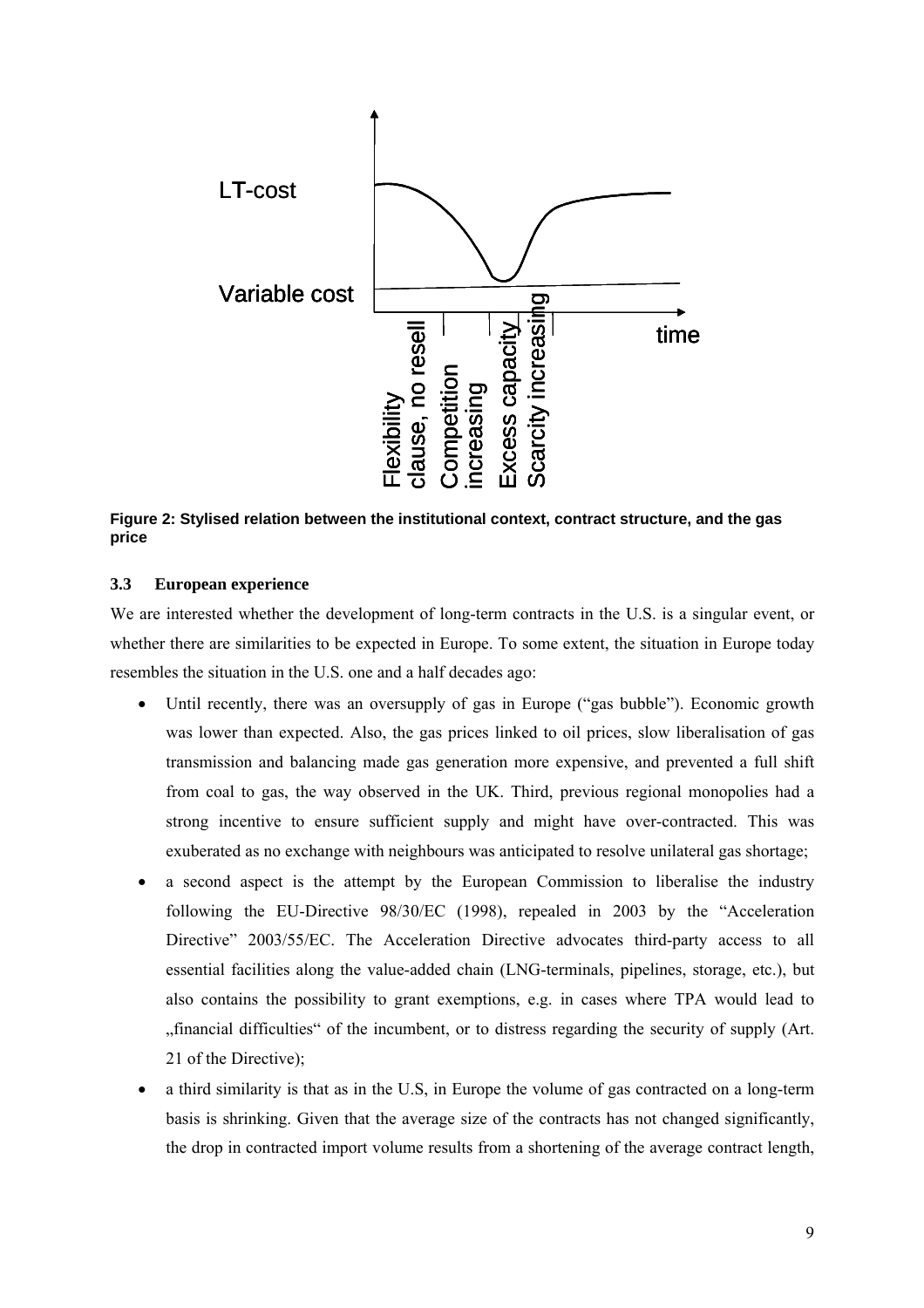**Figure 2: Stylised relation between the institutional context, contract structure, and the gas price**

### 3.3 European experience

We are interested whether the development of long-term contracts in the U.S. is a singular event, or whether there are similarities to be expected in Europe. To some extent, the situation in Europe today resembles the situation in the U.S. one and a half decades ago:

- Until recently, there was an oversupply of gas in Europe ("gas bubble"). Economic growth was lower than expected. Also, the gas prices linked to oil prices, slow liberalisation of gas transmission and balancing made gas generation more expensive, and prevented a full shift from coal to gas, the way observed in the UK. Third, previous regional monopolies had a strong incentive to ensure sufficient supply and might have over-contracted. This was exuberated as no exchange with neighbours was anticipated to resolve unilateral gas shortage;
- a second aspect is the attempt by the European Commission to liberalise the industry following the EU-Directive 98/30/EC (1998), repealed in 2003 by the "Acceleration Directive" 2003/55/EC. The Acceleration Directive advocates third-party access to all essential facilities along the value-added chain (LNG-terminals, pipelines, storage, etc.), but also contains the possibility to grant exemptions, e.g. in cases where TPA would lead to „financial difficulties" of the incumbent, or to distress regarding the security of supply (Art. 21 of the Directive);
- a third similarity is that as in the U.S, in Europe the volume of gas contracted on a long-term basis is shrinking. Given that the average size of the contracts has not changed significantly, the drop in contracted import volume results from a shortening of the average contract length,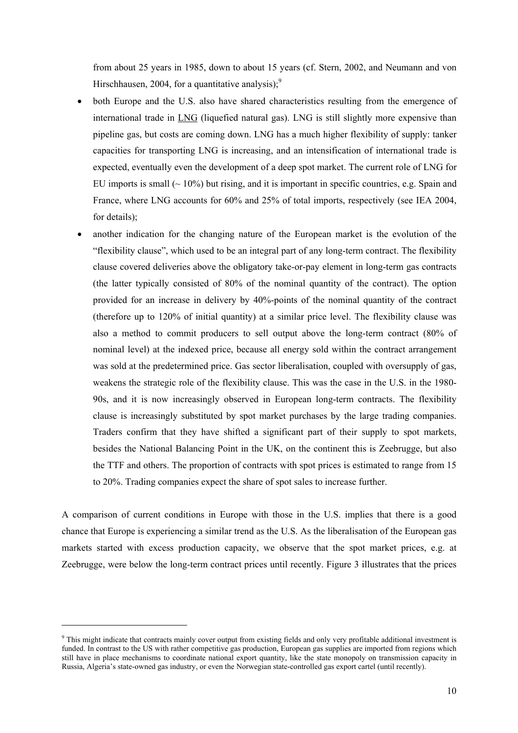from about 25 years in 1985, down to about 15 years (cf. Stern, 2002, and Neumann and von Hirschhausen, 2004, for a quantitative analysis);[9]

- both Europe and the U.S. also have shared characteristics resulting from the emergence of international trade in LNG (liquefied natural gas). LNG is still slightly more expensive than pipeline gas, but costs are coming down. LNG has a much higher flexibility of supply: tanker capacities for transporting LNG is increasing, and an intensification of international trade is expected, eventually even the development of a deep spot market. The current role of LNG for EU imports is small (~ 10%) but rising, and it is important in specific countries, e.g. Spain and France, where LNG accounts for 60% and 25% of total imports, respectively (see IEA 2004, for details);
- another indication for the changing nature of the European market is the evolution of the "flexibility clause", which used to be an integral part of any long-term contract. The flexibility clause covered deliveries above the obligatory take-or-pay element in long-term gas contracts (the latter typically consisted of 80% of the nominal quantity of the contract). The option provided for an increase in delivery by 40%-points of the nominal quantity of the contract (therefore up to 120% of initial quantity) at a similar price level. The flexibility clause was also a method to commit producers to sell output above the long-term contract (80% of nominal level) at the indexed price, because all energy sold within the contract arrangement was sold at the predetermined price. Gas sector liberalisation, coupled with oversupply of gas, weakens the strategic role of the flexibility clause. This was the case in the U.S. in the 1980-90s, and it is now increasingly observed in European long-term contracts. The flexibility clause is increasingly substituted by spot market purchases by the large trading companies. Traders confirm that they have shifted a significant part of their supply to spot markets, besides the National Balancing Point in the UK, on the continent this is Zeebrugge, but also the TTF and others. The proportion of contracts with spot prices is estimated to range from 15 to 20%. Trading companies expect the share of spot sales to increase further.

A comparison of current conditions in Europe with those in the U.S. implies that there is a good chance that Europe is experiencing a similar trend as the U.S. As the liberalisation of the European gas markets started with excess production capacity, we observe that the spot market prices, e.g. at Zeebrugge, were below the long-term contract prices until recently. Figure 3 illustrates that the prices

[9] This might indicate that contracts mainly cover output from existing fields and only very profitable additional investment is funded. In contrast to the US with rather competitive gas production, European gas supplies are imported from regions which still have in place mechanisms to coordinate national export quantity, like the state monopoly on transmission capacity in Russia, Algeria's state-owned gas industry, or even the Norwegian state-controlled gas export cartel (until recently).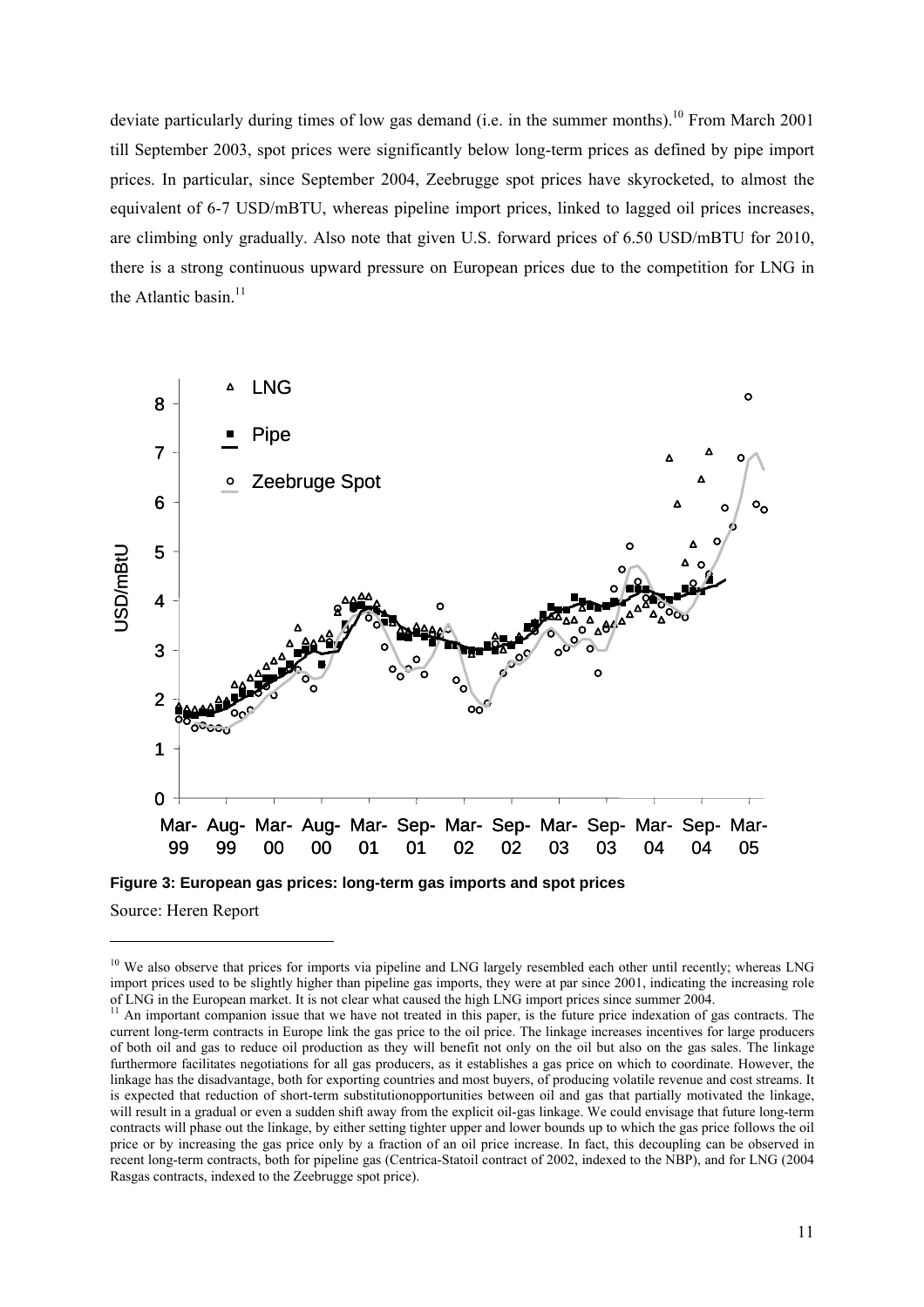deviate particularly during times of low gas demand (i.e. in the summer months).[10] From March 2001 till September 2003, spot prices were significantly below long-term prices as defined by pipe import prices. In particular, since September 2004, Zeebrugge spot prices have skyrocketed, to almost the equivalent of 6-7 USD/mBTU, whereas pipeline import prices, linked to lagged oil prices increases, are climbing only gradually. Also note that given U.S. forward prices of 6.50 USD/mBTU for 2010, there is a strong continuous upward pressure on European prices due to the competition for LNG in the Atlantic basin.[11]

**Figure 3: European gas prices: long-term gas imports and spot prices**

Source: Heren Report

---

[10] We also observe that prices for imports via pipeline and LNG largely resembled each other until recently; whereas LNG import prices used to be slightly higher than pipeline gas imports, they were at par since 2001, indicating the increasing role of LNG in the European market. It is not clear what caused the high LNG import prices since summer 2004.

[11] An important companion issue that we have not treated in this paper, is the future price indexation of gas contracts. The current long-term contracts in Europe link the gas price to the oil price. The linkage increases incentives for large producers of both oil and gas to reduce oil production as they will benefit not only on the oil but also on the gas sales. The linkage furthermore facilitates negotiations for all gas producers, as it establishes a gas price on which to coordinate. However, the linkage has the disadvantage, both for exporting countries and most buyers, of producing volatile revenue and cost streams. It is expected that reduction of short-term substitutionopportunities between oil and gas that partially motivated the linkage, will result in a gradual or even a sudden shift away from the explicit oil-gas linkage. We could envisage that future long-term contracts will phase out the linkage, by either setting tighter upper and lower bounds up to which the gas price follows the oil price or by increasing the gas price only by a fraction of an oil price increase. In fact, this decoupling can be observed in recent long-term contracts, both for pipeline gas (Centrica-Statoil contract of 2002, indexed to the NBP), and for LNG (2004 Rasgas contracts, indexed to the Zeebrugge spot price).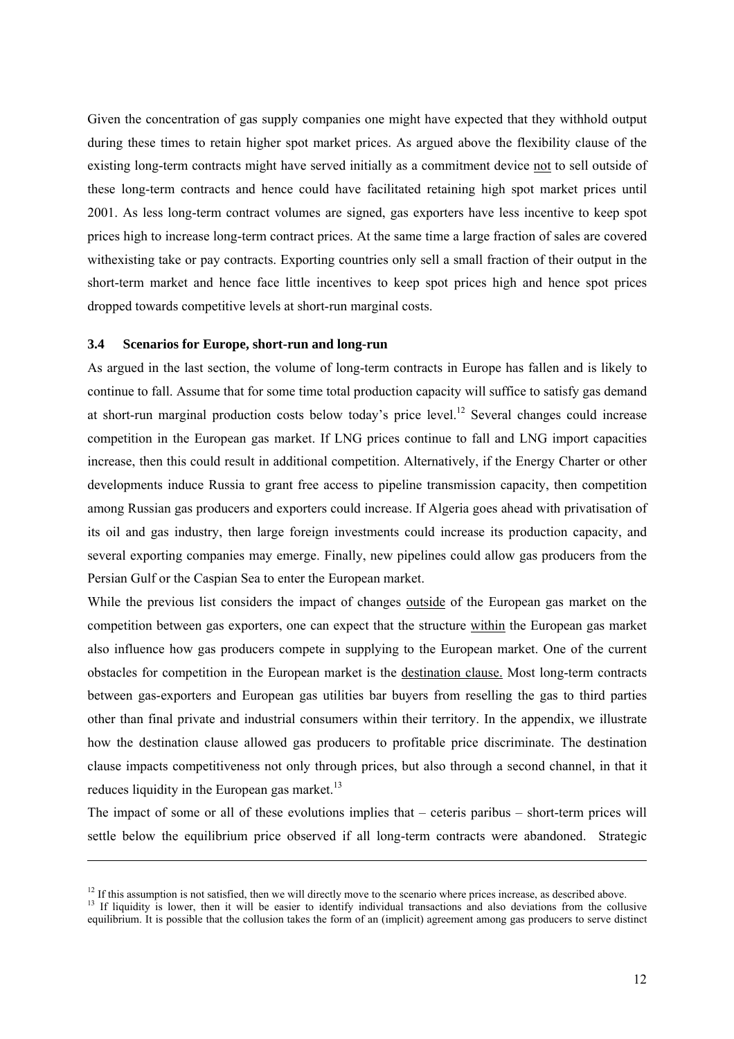Given the concentration of gas supply companies one might have expected that they withhold output during these times to retain higher spot market prices. As argued above the flexibility clause of the existing long-term contracts might have served initially as a commitment device not to sell outside of these long-term contracts and hence could have facilitated retaining high spot market prices until 2001. As less long-term contract volumes are signed, gas exporters have less incentive to keep spot prices high to increase long-term contract prices. At the same time a large fraction of sales are covered withexisting take or pay contracts. Exporting countries only sell a small fraction of their output in the short-term market and hence face little incentives to keep spot prices high and hence spot prices dropped towards competitive levels at short-run marginal costs.

### 3.4 Scenarios for Europe, short-run and long-run

As argued in the last section, the volume of long-term contracts in Europe has fallen and is likely to continue to fall. Assume that for some time total production capacity will suffice to satisfy gas demand at short-run marginal production costs below today's price level.[12] Several changes could increase competition in the European gas market. If LNG prices continue to fall and LNG import capacities increase, then this could result in additional competition. Alternatively, if the Energy Charter or other developments induce Russia to grant free access to pipeline transmission capacity, then competition among Russian gas producers and exporters could increase. If Algeria goes ahead with privatisation of its oil and gas industry, then large foreign investments could increase its production capacity, and several exporting companies may emerge. Finally, new pipelines could allow gas producers from the Persian Gulf or the Caspian Sea to enter the European market.

While the previous list considers the impact of changes outside of the European gas market on the competition between gas exporters, one can expect that the structure within the European gas market also influence how gas producers compete in supplying to the European market. One of the current obstacles for competition in the European market is the destination clause. Most long-term contracts between gas-exporters and European gas utilities bar buyers from reselling the gas to third parties other than final private and industrial consumers within their territory. In the appendix, we illustrate how the destination clause allowed gas producers to profitable price discriminate. The destination clause impacts competitiveness not only through prices, but also through a second channel, in that it reduces liquidity in the European gas market.[13]

The impact of some or all of these evolutions implies that – ceteris paribus – short-term prices will settle below the equilibrium price observed if all long-term contracts were abandoned. Strategic

---

[12] If this assumption is not satisfied, then we will directly move to the scenario where prices increase, as described above.

[13] If liquidity is lower, then it will be easier to identify individual transactions and also deviations from the collusive equilibrium. It is possible that the collusion takes the form of an (implicit) agreement among gas producers to serve distinct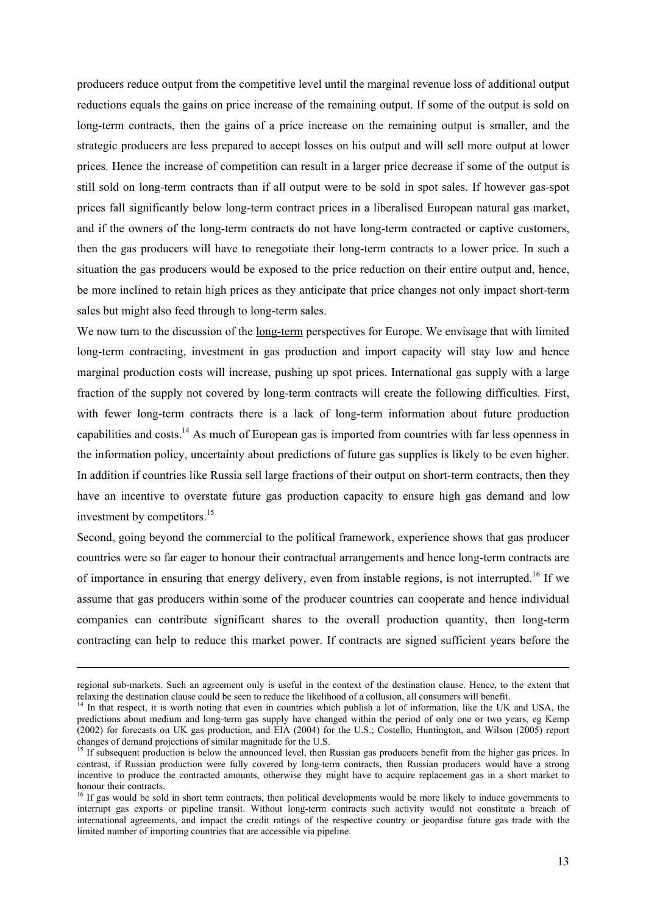producers reduce output from the competitive level until the marginal revenue loss of additional output reductions equals the gains on price increase of the remaining output. If some of the output is sold on long-term contracts, then the gains of a price increase on the remaining output is smaller, and the strategic producers are less prepared to accept losses on his output and will sell more output at lower prices. Hence the increase of competition can result in a larger price decrease if some of the output is still sold on long-term contracts than if all output were to be sold in spot sales. If however gas-spot prices fall significantly below long-term contract prices in a liberalised European natural gas market, and if the owners of the long-term contracts do not have long-term contracted or captive customers, then the gas producers will have to renegotiate their long-term contracts to a lower price. In such a situation the gas producers would be exposed to the price reduction on their entire output and, hence, be more inclined to retain high prices as they anticipate that price changes not only impact short-term sales but might also feed through to long-term sales.

We now turn to the discussion of the long-term perspectives for Europe. We envisage that with limited long-term contracting, investment in gas production and import capacity will stay low and hence marginal production costs will increase, pushing up spot prices. International gas supply with a large fraction of the supply not covered by long-term contracts will create the following difficulties. First, with fewer long-term contracts there is a lack of long-term information about future production capabilities and costs.[14] As much of European gas is imported from countries with far less openness in the information policy, uncertainty about predictions of future gas supplies is likely to be even higher. In addition if countries like Russia sell large fractions of their output on short-term contracts, then they have an incentive to overstate future gas production capacity to ensure high gas demand and low investment by competitors.[15]

Second, going beyond the commercial to the political framework, experience shows that gas producer countries were so far eager to honour their contractual arrangements and hence long-term contracts are of importance in ensuring that energy delivery, even from instable regions, is not interrupted.[16] If we assume that gas producers within some of the producer countries can cooperate and hence individual companies can contribute significant shares to the overall production quantity, then long-term contracting can help to reduce this market power. If contracts are signed sufficient years before the

---

regional sub-markets. Such an agreement only is useful in the context of the destination clause. Hence, to the extent that relaxing the destination clause could be seen to reduce the likelihood of a collusion, all consumers will benefit.

[14] In that respect, it is worth noting that even in countries which publish a lot of information, like the UK and USA, the predictions about medium and long-term gas supply have changed within the period of only one or two years, eg Kemp (2002) for forecasts on UK gas production, and EIA (2004) for the U.S.; Costello, Huntington, and Wilson (2005) report changes of demand projections of similar magnitude for the U.S.

[15] If subsequent production is below the announced level, then Russian gas producers benefit from the higher gas prices. In contrast, if Russian production were fully covered by long-term contracts, then Russian producers would have a strong incentive to produce the contracted amounts, otherwise they might have to acquire replacement gas in a short market to honour their contracts.

[16] If gas would be sold in short term contracts, then political developments would be more likely to induce governments to interrupt gas exports or pipeline transit. Without long-term contracts such activity would not constitute a breach of international agreements, and impact the credit ratings of the respective country or jeopardise future gas trade with the limited number of importing countries that are accessible via pipeline.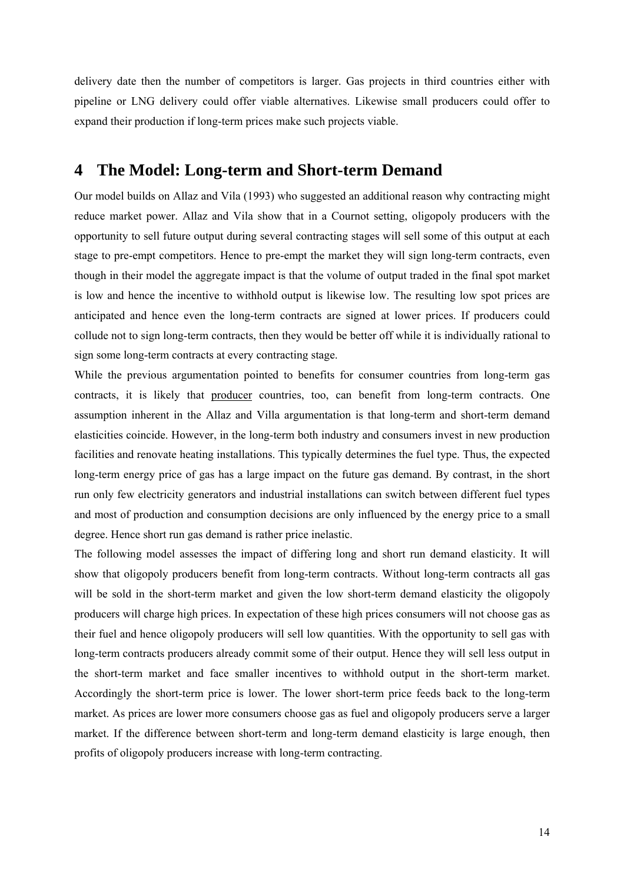delivery date then the number of competitors is larger. Gas projects in third countries either with pipeline or LNG delivery could offer viable alternatives. Likewise small producers could offer to expand their production if long-term prices make such projects viable.

# 4 The Model: Long-term and Short-term Demand

Our model builds on Allaz and Vila (1993) who suggested an additional reason why contracting might reduce market power. Allaz and Vila show that in a Cournot setting, oligopoly producers with the opportunity to sell future output during several contracting stages will sell some of this output at each stage to pre-empt competitors. Hence to pre-empt the market they will sign long-term contracts, even though in their model the aggregate impact is that the volume of output traded in the final spot market is low and hence the incentive to withhold output is likewise low. The resulting low spot prices are anticipated and hence even the long-term contracts are signed at lower prices. If producers could collude not to sign long-term contracts, then they would be better off while it is individually rational to sign some long-term contracts at every contracting stage.

While the previous argumentation pointed to benefits for consumer countries from long-term gas contracts, it is likely that producer countries, too, can benefit from long-term contracts. One assumption inherent in the Allaz and Villa argumentation is that long-term and short-term demand elasticities coincide. However, in the long-term both industry and consumers invest in new production facilities and renovate heating installations. This typically determines the fuel type. Thus, the expected long-term energy price of gas has a large impact on the future gas demand. By contrast, in the short run only few electricity generators and industrial installations can switch between different fuel types and most of production and consumption decisions are only influenced by the energy price to a small degree. Hence short run gas demand is rather price inelastic.

The following model assesses the impact of differing long and short run demand elasticity. It will show that oligopoly producers benefit from long-term contracts. Without long-term contracts all gas will be sold in the short-term market and given the low short-term demand elasticity the oligopoly producers will charge high prices. In expectation of these high prices consumers will not choose gas as their fuel and hence oligopoly producers will sell low quantities. With the opportunity to sell gas with long-term contracts producers already commit some of their output. Hence they will sell less output in the short-term market and face smaller incentives to withhold output in the short-term market. Accordingly the short-term price is lower. The lower short-term price feeds back to the long-term market. As prices are lower more consumers choose gas as fuel and oligopoly producers serve a larger market. If the difference between short-term and long-term demand elasticity is large enough, then profits of oligopoly producers increase with long-term contracting.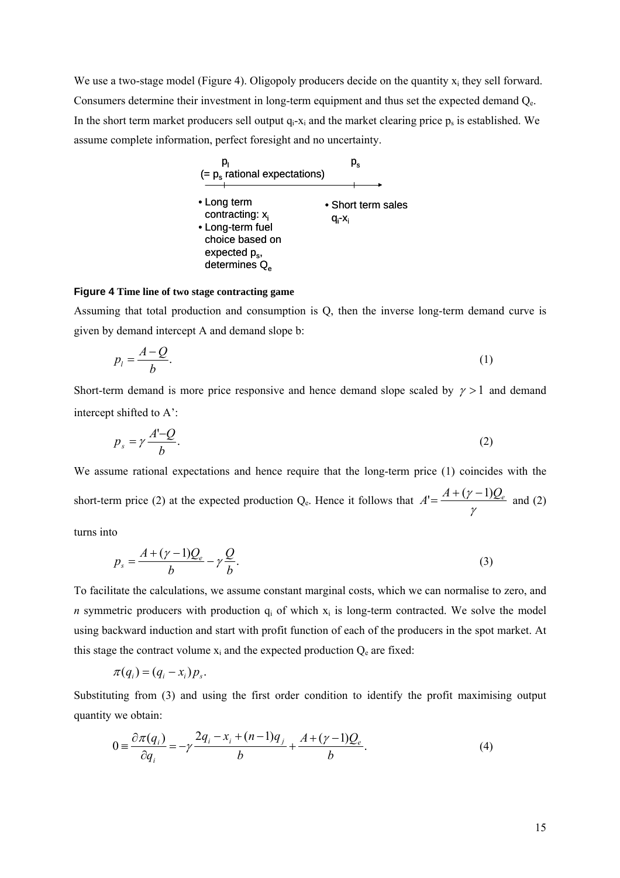We use a two-stage model (Figure 4). Oligopoly producers decide on the quantity $x_i$ they sell forward. Consumers determine their investment in long-term equipment and thus set the expected demand $Q_e$. In the short term market producers sell output $q_i$-$x_i$ and the market clearing price $p_s$ is established. We assume complete information, perfect foresight and no uncertainty.

$p_l$ (= $p_s$ rational expectations) — $p_s$

- Long term contracting: $x_i$
- Long-term fuel choice based on expected $p_s$, determines $Q_e$

- Short term sales $q_i$-$x_i$

**Figure 4** **Time line of two stage contracting game**

Assuming that total production and consumption is Q, then the inverse long-term demand curve is given by demand intercept A and demand slope b:

$$p_l = \frac{A - Q}{b}. \tag{1}$$

Short-term demand is more price responsive and hence demand slope scaled by $\gamma > 1$ and demand intercept shifted to A':

$$p_s = \gamma \frac{A' - Q}{b}. \tag{2}$$

We assume rational expectations and hence require that the long-term price (1) coincides with the short-term price (2) at the expected production $Q_e$. Hence it follows that $A' = \frac{A + (\gamma - 1)Q_e}{\gamma}$ and (2) turns into

$$p_s = \frac{A + (\gamma - 1)Q_e}{b} - \gamma \frac{Q}{b}. \tag{3}$$

To facilitate the calculations, we assume constant marginal costs, which we can normalise to zero, and *n* symmetric producers with production $q_i$ of which $x_i$ is long-term contracted. We solve the model using backward induction and start with profit function of each of the producers in the spot market. At this stage the contract volume $x_i$ and the expected production $Q_e$ are fixed:

$$\pi(q_i) = (q_i - x_i)p_s.$$

Substituting from (3) and using the first order condition to identify the profit maximising output quantity we obtain:

$$0 \equiv \frac{\partial \pi(q_i)}{\partial q_i} = -\gamma \frac{2q_i - x_i + (n-1)q_j}{b} + \frac{A + (\gamma - 1)Q_e}{b}. \tag{4}$$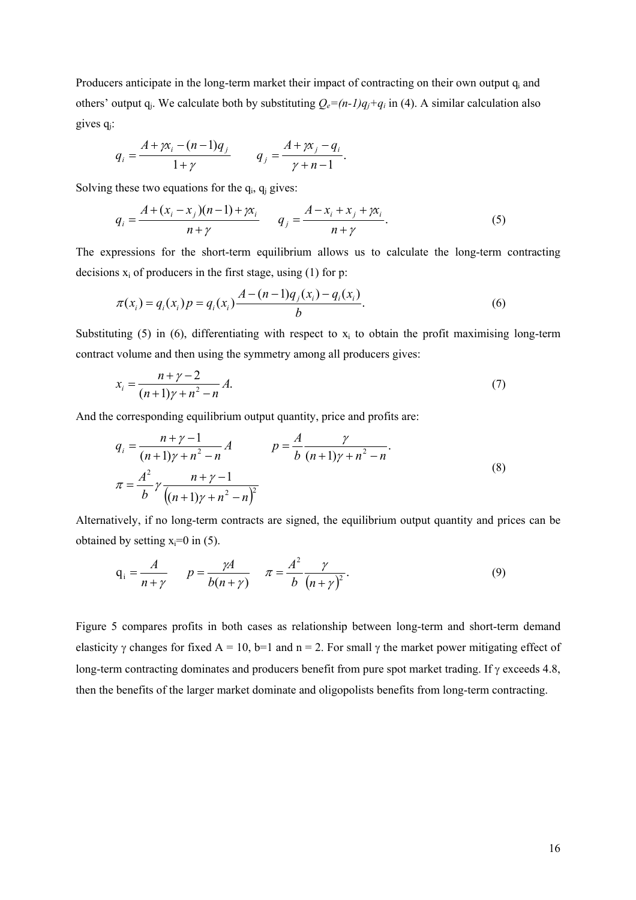Producers anticipate in the long-term market their impact of contracting on their own output $q_i$ and others' output $q_j$. We calculate both by substituting $Q_e=(n-1)q_j+q_i$ in (4). A similar calculation also gives $q_j$:

$$q_i = \frac{A + \gamma x_i - (n-1)q_j}{1+\gamma} \qquad q_j = \frac{A + \gamma x_j - q_i}{\gamma + n - 1}.$$

Solving these two equations for the $q_i$, $q_j$ gives:

$$q_i = \frac{A + (x_i - x_j)(n-1) + \gamma x_i}{n+\gamma} \qquad q_j = \frac{A - x_i + x_j + \gamma x_i}{n+\gamma}. \tag{5}$$

The expressions for the short-term equilibrium allows us to calculate the long-term contracting decisions $x_i$ of producers in the first stage, using (1) for p:

$$\pi(x_i) = q_i(x_i)p = q_i(x_i)\frac{A - (n-1)q_j(x_i) - q_i(x_i)}{b}. \tag{6}$$

Substituting (5) in (6), differentiating with respect to $x_i$ to obtain the profit maximising long-term contract volume and then using the symmetry among all producers gives:

$$x_i = \frac{n + \gamma - 2}{(n+1)\gamma + n^2 - n}A. \tag{7}$$

And the corresponding equilibrium output quantity, price and profits are:

$$q_i = \frac{n + \gamma - 1}{(n+1)\gamma + n^2 - n}A \qquad p = \frac{A}{b}\frac{\gamma}{(n+1)\gamma + n^2 - n}.$$
$$\pi = \frac{A^2}{b}\gamma\frac{n + \gamma - 1}{\left((n+1)\gamma + n^2 - n\right)^2} \tag{8}$$

Alternatively, if no long-term contracts are signed, the equilibrium output quantity and prices can be obtained by setting $x_i=0$ in (5).

$$q_i = \frac{A}{n+\gamma} \qquad p = \frac{\gamma A}{b(n+\gamma)} \qquad \pi = \frac{A^2}{b}\frac{\gamma}{(n+\gamma)^2}. \tag{9}$$

Figure 5 compares profits in both cases as relationship between long-term and short-term demand elasticity $\gamma$ changes for fixed A = 10, b=1 and n = 2. For small $\gamma$ the market power mitigating effect of long-term contracting dominates and producers benefit from pure spot market trading. If $\gamma$ exceeds 4.8, then the benefits of the larger market dominate and oligopolists benefits from long-term contracting.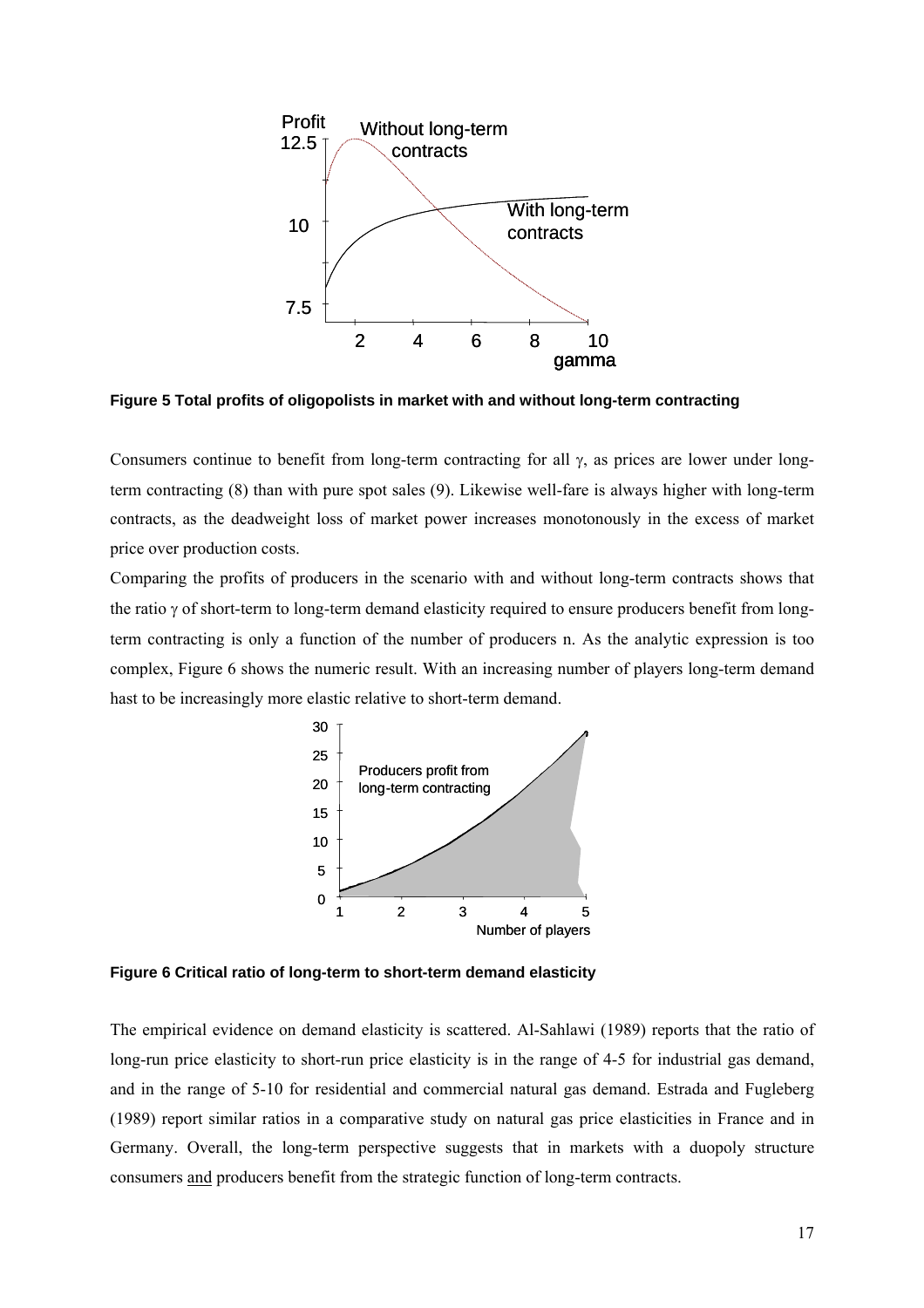**Figure 5 Total profits of oligopolists in market with and without long-term contracting**

Consumers continue to benefit from long-term contracting for all $\gamma$, as prices are lower under long-term contracting (8) than with pure spot sales (9). Likewise well-fare is always higher with long-term contracts, as the deadweight loss of market power increases monotonously in the excess of market price over production costs.

Comparing the profits of producers in the scenario with and without long-term contracts shows that the ratio $\gamma$ of short-term to long-term demand elasticity required to ensure producers benefit from long-term contracting is only a function of the number of producers n. As the analytic expression is too complex, Figure 6 shows the numeric result. With an increasing number of players long-term demand hast to be increasingly more elastic relative to short-term demand.

**Figure 6 Critical ratio of long-term to short-term demand elasticity**

The empirical evidence on demand elasticity is scattered. Al-Sahlawi (1989) reports that the ratio of long-run price elasticity to short-run price elasticity is in the range of 4-5 for industrial gas demand, and in the range of 5-10 for residential and commercial natural gas demand. Estrada and Fugleberg (1989) report similar ratios in a comparative study on natural gas price elasticities in France and in Germany. Overall, the long-term perspective suggests that in markets with a duopoly structure consumers and producers benefit from the strategic function of long-term contracts.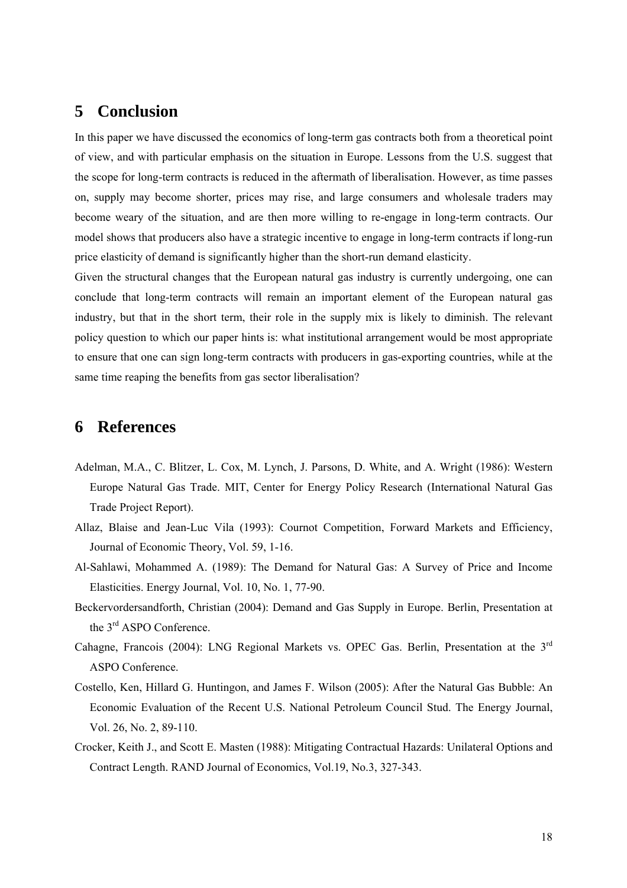## 5 Conclusion

In this paper we have discussed the economics of long-term gas contracts both from a theoretical point of view, and with particular emphasis on the situation in Europe. Lessons from the U.S. suggest that the scope for long-term contracts is reduced in the aftermath of liberalisation. However, as time passes on, supply may become shorter, prices may rise, and large consumers and wholesale traders may become weary of the situation, and are then more willing to re-engage in long-term contracts. Our model shows that producers also have a strategic incentive to engage in long-term contracts if long-run price elasticity of demand is significantly higher than the short-run demand elasticity.

Given the structural changes that the European natural gas industry is currently undergoing, one can conclude that long-term contracts will remain an important element of the European natural gas industry, but that in the short term, their role in the supply mix is likely to diminish. The relevant policy question to which our paper hints is: what institutional arrangement would be most appropriate to ensure that one can sign long-term contracts with producers in gas-exporting countries, while at the same time reaping the benefits from gas sector liberalisation?

## 6 References

Adelman, M.A., C. Blitzer, L. Cox, M. Lynch, J. Parsons, D. White, and A. Wright (1986): Western Europe Natural Gas Trade. MIT, Center for Energy Policy Research (International Natural Gas Trade Project Report).

Allaz, Blaise and Jean-Luc Vila (1993): Cournot Competition, Forward Markets and Efficiency, Journal of Economic Theory, Vol. 59, 1-16.

Al-Sahlawi, Mohammed A. (1989): The Demand for Natural Gas: A Survey of Price and Income Elasticities. Energy Journal, Vol. 10, No. 1, 77-90.

Beckervordersandforth, Christian (2004): Demand and Gas Supply in Europe. Berlin, Presentation at the 3rd ASPO Conference.

Cahagne, Francois (2004): LNG Regional Markets vs. OPEC Gas. Berlin, Presentation at the 3rd ASPO Conference.

Costello, Ken, Hillard G. Huntingon, and James F. Wilson (2005): After the Natural Gas Bubble: An Economic Evaluation of the Recent U.S. National Petroleum Council Stud. The Energy Journal, Vol. 26, No. 2, 89-110.

Crocker, Keith J., and Scott E. Masten (1988): Mitigating Contractual Hazards: Unilateral Options and Contract Length. RAND Journal of Economics, Vol.19, No.3, 327-343.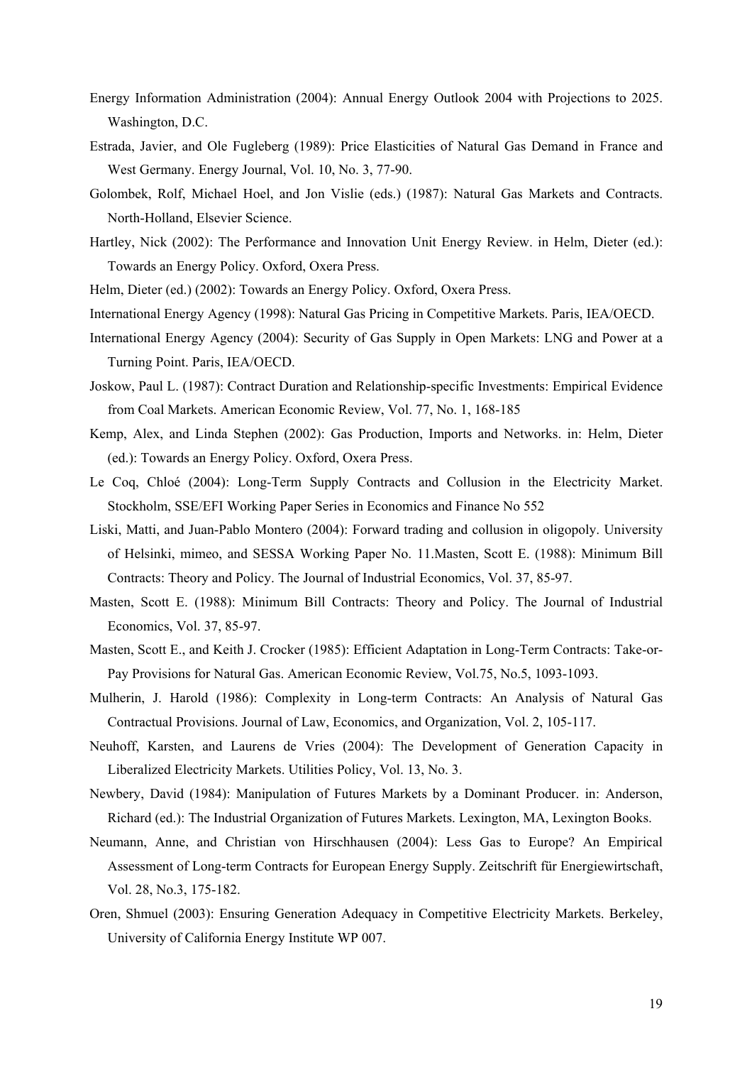Energy Information Administration (2004): Annual Energy Outlook 2004 with Projections to 2025. Washington, D.C.

Estrada, Javier, and Ole Fugleberg (1989): Price Elasticities of Natural Gas Demand in France and West Germany. Energy Journal, Vol. 10, No. 3, 77-90.

Golombek, Rolf, Michael Hoel, and Jon Vislie (eds.) (1987): Natural Gas Markets and Contracts. North-Holland, Elsevier Science.

Hartley, Nick (2002): The Performance and Innovation Unit Energy Review. in Helm, Dieter (ed.): Towards an Energy Policy. Oxford, Oxera Press.

Helm, Dieter (ed.) (2002): Towards an Energy Policy. Oxford, Oxera Press.

International Energy Agency (1998): Natural Gas Pricing in Competitive Markets. Paris, IEA/OECD.

International Energy Agency (2004): Security of Gas Supply in Open Markets: LNG and Power at a Turning Point. Paris, IEA/OECD.

Joskow, Paul L. (1987): Contract Duration and Relationship-specific Investments: Empirical Evidence from Coal Markets. American Economic Review, Vol. 77, No. 1, 168-185

Kemp, Alex, and Linda Stephen (2002): Gas Production, Imports and Networks. in: Helm, Dieter (ed.): Towards an Energy Policy. Oxford, Oxera Press.

Le Coq, Chloé (2004): Long-Term Supply Contracts and Collusion in the Electricity Market. Stockholm, SSE/EFI Working Paper Series in Economics and Finance No 552

Liski, Matti, and Juan-Pablo Montero (2004): Forward trading and collusion in oligopoly. University of Helsinki, mimeo, and SESSA Working Paper No. 11.Masten, Scott E. (1988): Minimum Bill Contracts: Theory and Policy. The Journal of Industrial Economics, Vol. 37, 85-97.

Masten, Scott E. (1988): Minimum Bill Contracts: Theory and Policy. The Journal of Industrial Economics, Vol. 37, 85-97.

Masten, Scott E., and Keith J. Crocker (1985): Efficient Adaptation in Long-Term Contracts: Take-or-Pay Provisions for Natural Gas. American Economic Review, Vol.75, No.5, 1093-1093.

Mulherin, J. Harold (1986): Complexity in Long-term Contracts: An Analysis of Natural Gas Contractual Provisions. Journal of Law, Economics, and Organization, Vol. 2, 105-117.

Neuhoff, Karsten, and Laurens de Vries (2004): The Development of Generation Capacity in Liberalized Electricity Markets. Utilities Policy, Vol. 13, No. 3.

Newbery, David (1984): Manipulation of Futures Markets by a Dominant Producer. in: Anderson, Richard (ed.): The Industrial Organization of Futures Markets. Lexington, MA, Lexington Books.

Neumann, Anne, and Christian von Hirschhausen (2004): Less Gas to Europe? An Empirical Assessment of Long-term Contracts for European Energy Supply. Zeitschrift für Energiewirtschaft, Vol. 28, No.3, 175-182.

Oren, Shmuel (2003): Ensuring Generation Adequacy in Competitive Electricity Markets. Berkeley, University of California Energy Institute WP 007.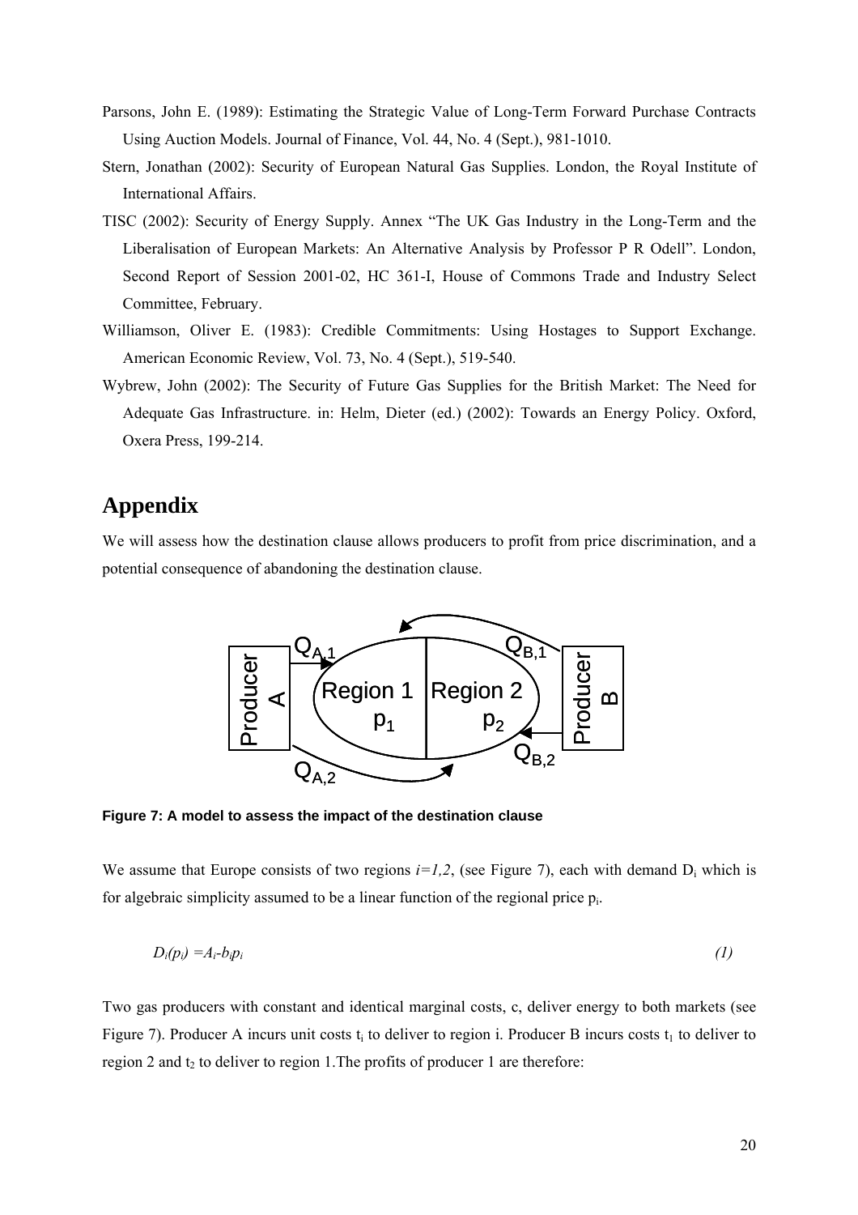Parsons, John E. (1989): Estimating the Strategic Value of Long-Term Forward Purchase Contracts Using Auction Models. Journal of Finance, Vol. 44, No. 4 (Sept.), 981-1010.

Stern, Jonathan (2002): Security of European Natural Gas Supplies. London, the Royal Institute of International Affairs.

TISC (2002): Security of Energy Supply. Annex "The UK Gas Industry in the Long-Term and the Liberalisation of European Markets: An Alternative Analysis by Professor P R Odell". London, Second Report of Session 2001-02, HC 361-I, House of Commons Trade and Industry Select Committee, February.

Williamson, Oliver E. (1983): Credible Commitments: Using Hostages to Support Exchange. American Economic Review, Vol. 73, No. 4 (Sept.), 519-540.

Wybrew, John (2002): The Security of Future Gas Supplies for the British Market: The Need for Adequate Gas Infrastructure. in: Helm, Dieter (ed.) (2002): Towards an Energy Policy. Oxford, Oxera Press, 199-214.

# Appendix

We will assess how the destination clause allows producers to profit from price discrimination, and a potential consequence of abandoning the destination clause.

**Figure 7: A model to assess the impact of the destination clause**

We assume that Europe consists of two regions $i=1,2$, (see Figure 7), each with demand $D_i$ which is for algebraic simplicity assumed to be a linear function of the regional price $p_i$.

$$D_i(p_i) = A_i - b_i p_i \tag{1}$$

Two gas producers with constant and identical marginal costs, c, deliver energy to both markets (see Figure 7). Producer A incurs unit costs $t_i$ to deliver to region i. Producer B incurs costs $t_1$ to deliver to region 2 and $t_2$ to deliver to region 1.The profits of producer 1 are therefore: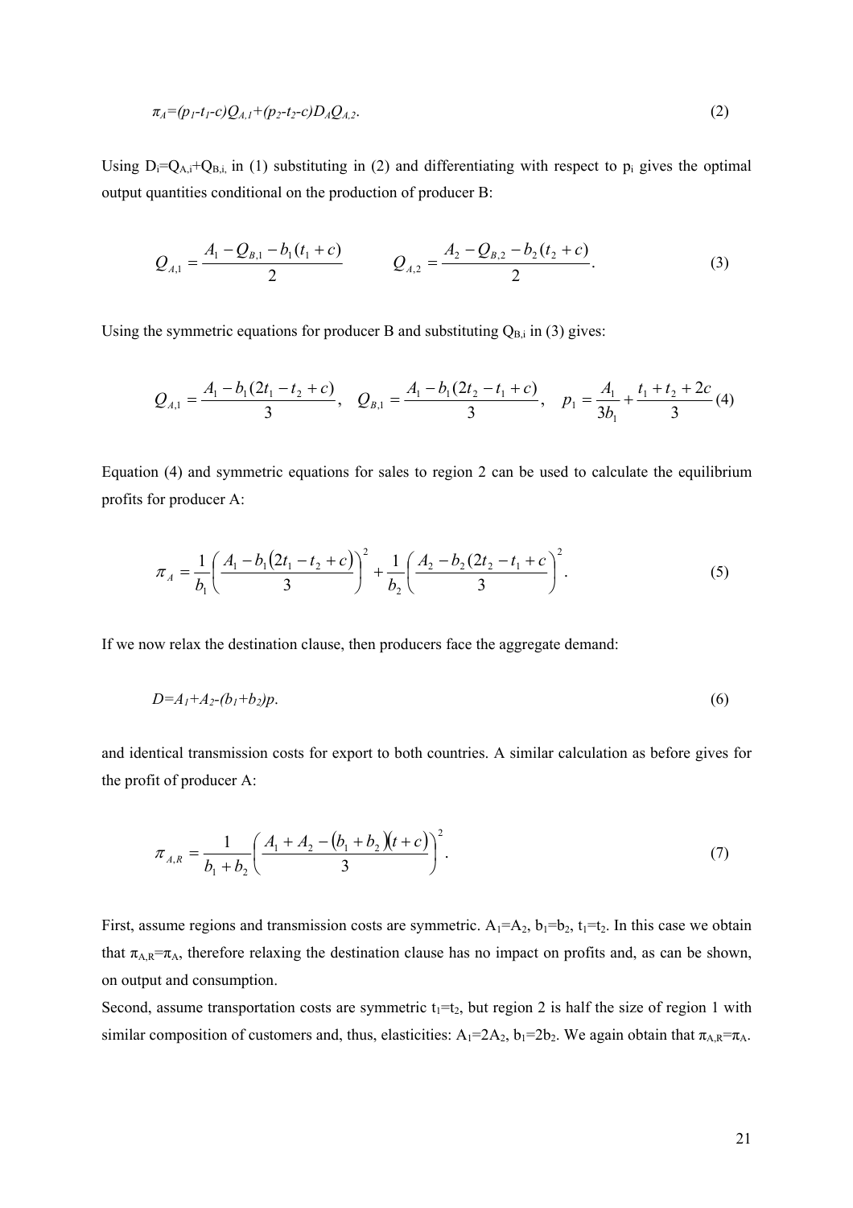$$\pi_A = (p_1 - t_1 - c)Q_{A,1} + (p_2 - t_2 - c)D_A Q_{A,2}. \tag{2}$$

Using $D_i = Q_{A,i} + Q_{B,i}$ in (1) substituting in (2) and differentiating with respect to $p_i$ gives the optimal output quantities conditional on the production of producer B:

$$Q_{A,1} = \frac{A_1 - Q_{B,1} - b_1(t_1 + c)}{2} \qquad Q_{A,2} = \frac{A_2 - Q_{B,2} - b_2(t_2 + c)}{2}. \tag{3}$$

Using the symmetric equations for producer B and substituting $Q_{B,i}$ in (3) gives:

$$Q_{A,1} = \frac{A_1 - b_1(2t_1 - t_2 + c)}{3}, \quad Q_{B,1} = \frac{A_1 - b_1(2t_2 - t_1 + c)}{3}, \quad p_1 = \frac{A_1}{3b_1} + \frac{t_1 + t_2 + 2c}{3} \tag{4}$$

Equation (4) and symmetric equations for sales to region 2 can be used to calculate the equilibrium profits for producer A:

$$\pi_A = \frac{1}{b_1}\left(\frac{A_1 - b_1(2t_1 - t_2 + c)}{3}\right)^2 + \frac{1}{b_2}\left(\frac{A_2 - b_2(2t_2 - t_1 + c)}{3}\right)^2. \tag{5}$$

If we now relax the destination clause, then producers face the aggregate demand:

$$D = A_1 + A_2 - (b_1 + b_2)p. \tag{6}$$

and identical transmission costs for export to both countries. A similar calculation as before gives for the profit of producer A:

$$\pi_{A,R} = \frac{1}{b_1 + b_2}\left(\frac{A_1 + A_2 - (b_1 + b_2)(t + c)}{3}\right)^2. \tag{7}$$

First, assume regions and transmission costs are symmetric. $A_1 = A_2$, $b_1 = b_2$, $t_1 = t_2$. In this case we obtain that $\pi_{A,R} = \pi_A$, therefore relaxing the destination clause has no impact on profits and, as can be shown, on output and consumption.

Second, assume transportation costs are symmetric $t_1 = t_2$, but region 2 is half the size of region 1 with similar composition of customers and, thus, elasticities: $A_1 = 2A_2$, $b_1 = 2b_2$. We again obtain that $\pi_{A,R} = \pi_A$.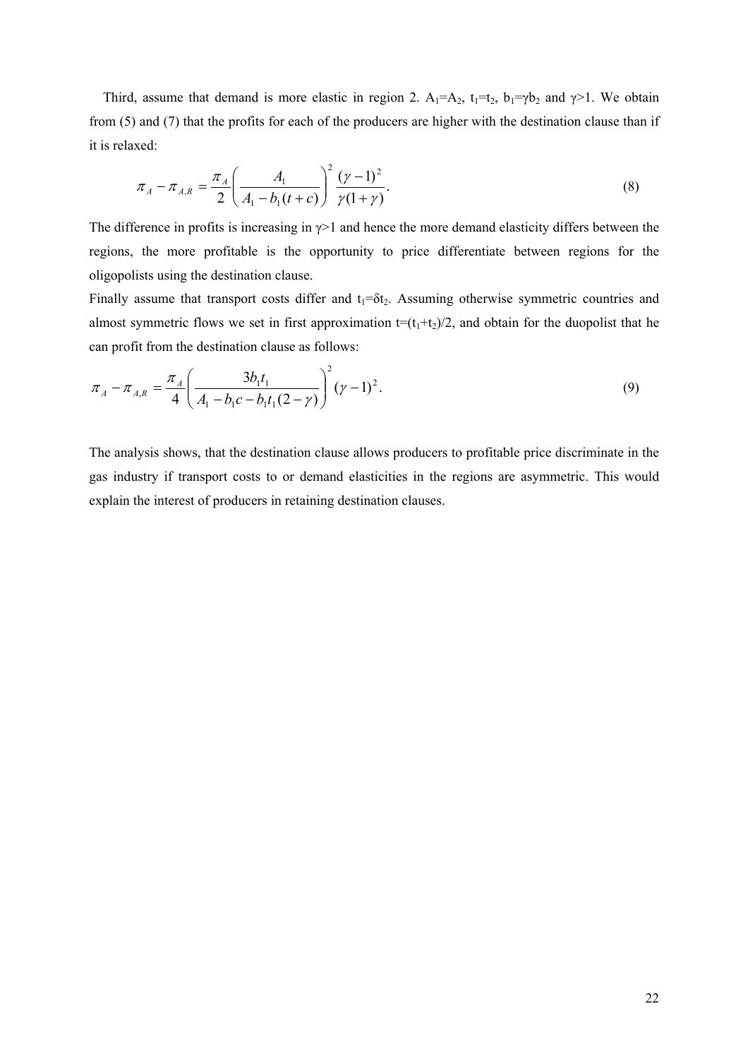Third, assume that demand is more elastic in region 2. $A_1=A_2$, $t_1=t_2$, $b_1=\gamma b_2$ and $\gamma>1$. We obtain from (5) and (7) that the profits for each of the producers are higher with the destination clause than if it is relaxed:

$$\pi_A - \pi_{A,R} = \frac{\pi_A}{2}\left(\frac{A_1}{A_1 - b_1(t+c)}\right)^2 \frac{(\gamma-1)^2}{\gamma(1+\gamma)}. \tag{8}$$

The difference in profits is increasing in $\gamma>1$ and hence the more demand elasticity differs between the regions, the more profitable is the opportunity to price differentiate between regions for the oligopolists using the destination clause.

Finally assume that transport costs differ and $t_1=\delta t_2$. Assuming otherwise symmetric countries and almost symmetric flows we set in first approximation $t=(t_1+t_2)/2$, and obtain for the duopolist that he can profit from the destination clause as follows:

$$\pi_A - \pi_{A,R} = \frac{\pi_A}{4}\left(\frac{3b_1t_1}{A_1 - b_1c - b_1t_1(2-\gamma)}\right)^2 (\gamma-1)^2. \tag{9}$$

The analysis shows, that the destination clause allows producers to profitable price discriminate in the gas industry if transport costs to or demand elasticities in the regions are asymmetric. This would explain the interest of producers in retaining destination clauses.